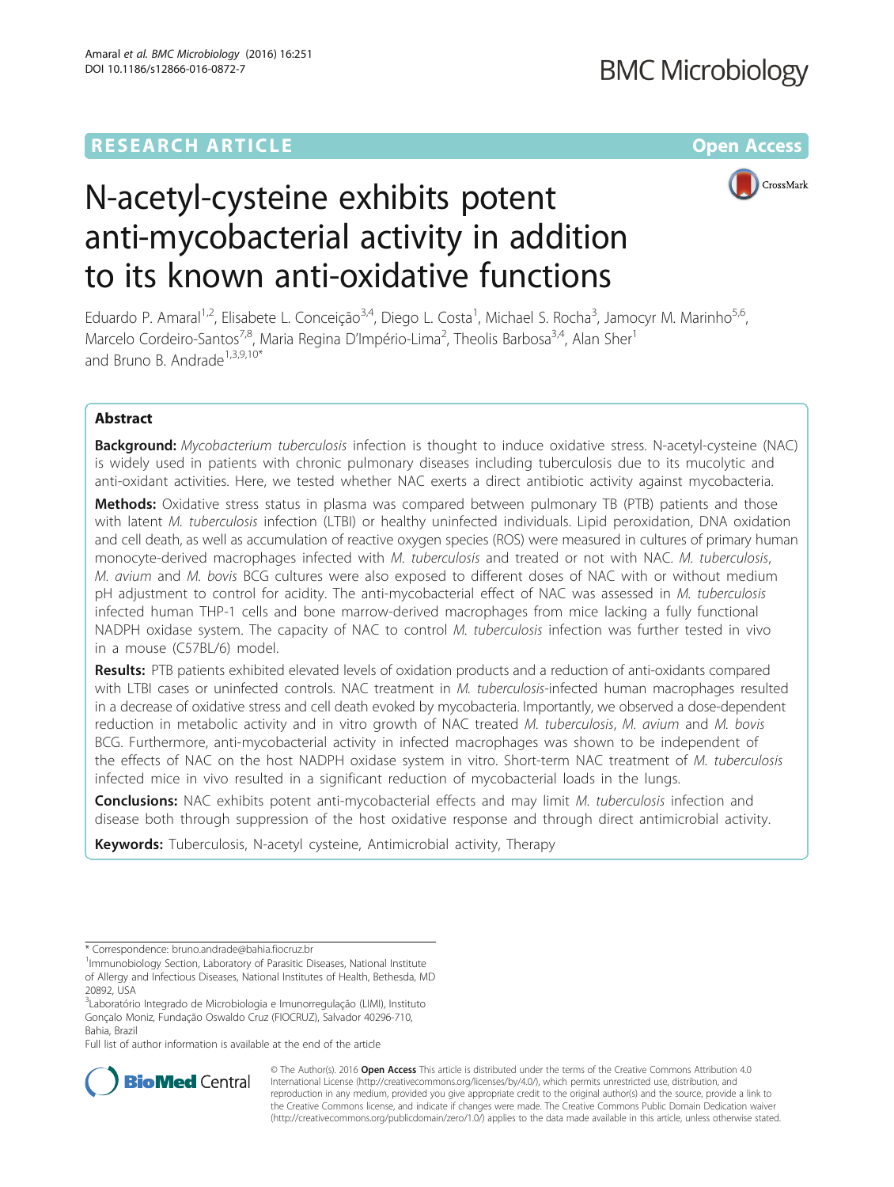RESEARCH ARTICLE

Open Access

# N-acetyl-cysteine exhibits potent anti-mycobacterial activity in addition to its known anti-oxidative functions

Eduardo P. Amaral[1,2], Elisabete L. Conceição[3,4], Diego L. Costa[1], Michael S. Rocha[3], Jamocyr M. Marinho[5,6], Marcelo Cordeiro-Santos[7,8], Maria Regina D'Império-Lima[2], Theolis Barbosa[3,4], Alan Sher[1] and Bruno B. Andrade[1,3,9,10*]

## Abstract

**Background:** *Mycobacterium tuberculosis* infection is thought to induce oxidative stress. N-acetyl-cysteine (NAC) is widely used in patients with chronic pulmonary diseases including tuberculosis due to its mucolytic and anti-oxidant activities. Here, we tested whether NAC exerts a direct antibiotic activity against mycobacteria.

**Methods:** Oxidative stress status in plasma was compared between pulmonary TB (PTB) patients and those with latent *M. tuberculosis* infection (LTBI) or healthy uninfected individuals. Lipid peroxidation, DNA oxidation and cell death, as well as accumulation of reactive oxygen species (ROS) were measured in cultures of primary human monocyte-derived macrophages infected with *M. tuberculosis* and treated or not with NAC. *M. tuberculosis*, *M. avium* and *M. bovis* BCG cultures were also exposed to different doses of NAC with or without medium pH adjustment to control for acidity. The anti-mycobacterial effect of NAC was assessed in *M. tuberculosis* infected human THP-1 cells and bone marrow-derived macrophages from mice lacking a fully functional NADPH oxidase system. The capacity of NAC to control *M. tuberculosis* infection was further tested in vivo in a mouse (C57BL/6) model.

**Results:** PTB patients exhibited elevated levels of oxidation products and a reduction of anti-oxidants compared with LTBI cases or uninfected controls. NAC treatment in *M. tuberculosis*-infected human macrophages resulted in a decrease of oxidative stress and cell death evoked by mycobacteria. Importantly, we observed a dose-dependent reduction in metabolic activity and in vitro growth of NAC treated *M. tuberculosis*, *M. avium* and *M. bovis* BCG. Furthermore, anti-mycobacterial activity in infected macrophages was shown to be independent of the effects of NAC on the host NADPH oxidase system in vitro. Short-term NAC treatment of *M. tuberculosis* infected mice in vivo resulted in a significant reduction of mycobacterial loads in the lungs.

**Conclusions:** NAC exhibits potent anti-mycobacterial effects and may limit *M. tuberculosis* infection and disease both through suppression of the host oxidative response and through direct antimicrobial activity.

**Keywords:** Tuberculosis, N-acetyl cysteine, Antimicrobial activity, Therapy

* Correspondence: bruno.andrade@bahia.fiocruz.br

[1]Immunobiology Section, Laboratory of Parasitic Diseases, National Institute of Allergy and Infectious Diseases, National Institutes of Health, Bethesda, MD 20892, USA

[3]Laboratório Integrado de Microbiologia e Imunorregulação (LIMI), Instituto Gonçalo Moniz, Fundação Oswaldo Cruz (FIOCRUZ), Salvador 40296-710, Bahia, Brazil

Full list of author information is available at the end of the article

© The Author(s). 2016 **Open Access** This article is distributed under the terms of the Creative Commons Attribution 4.0 International License (http://creativecommons.org/licenses/by/4.0/), which permits unrestricted use, distribution, and reproduction in any medium, provided you give appropriate credit to the original author(s) and the source, provide a link to the Creative Commons license, and indicate if changes were made. The Creative Commons Public Domain Dedication waiver (http://creativecommons.org/publicdomain/zero/1.0/) applies to the data made available in this article, unless otherwise stated.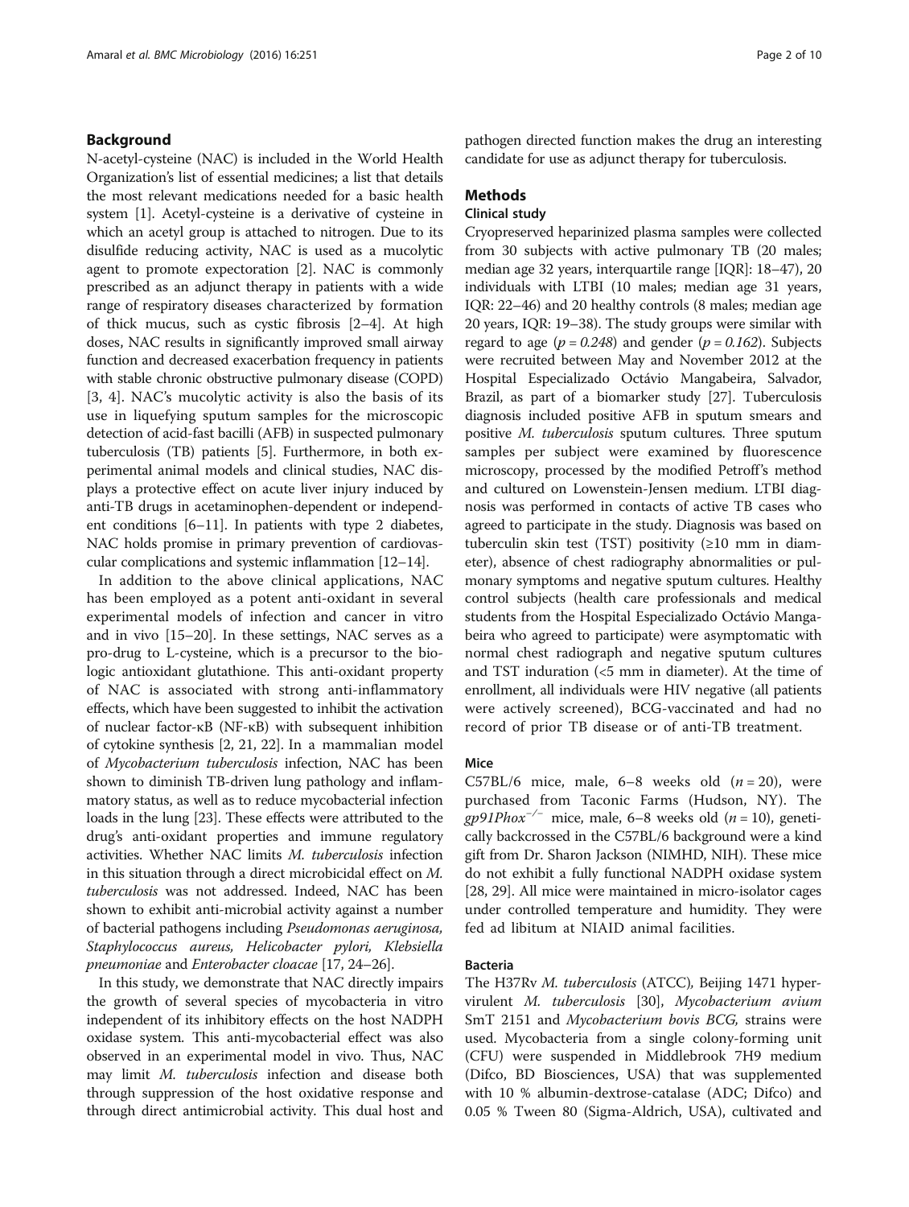## Background

N-acetyl-cysteine (NAC) is included in the World Health Organization's list of essential medicines; a list that details the most relevant medications needed for a basic health system [1]. Acetyl-cysteine is a derivative of cysteine in which an acetyl group is attached to nitrogen. Due to its disulfide reducing activity, NAC is used as a mucolytic agent to promote expectoration [2]. NAC is commonly prescribed as an adjunct therapy in patients with a wide range of respiratory diseases characterized by formation of thick mucus, such as cystic fibrosis [2–4]. At high doses, NAC results in significantly improved small airway function and decreased exacerbation frequency in patients with stable chronic obstructive pulmonary disease (COPD) [3, 4]. NAC's mucolytic activity is also the basis of its use in liquefying sputum samples for the microscopic detection of acid-fast bacilli (AFB) in suspected pulmonary tuberculosis (TB) patients [5]. Furthermore, in both experimental animal models and clinical studies, NAC displays a protective effect on acute liver injury induced by anti-TB drugs in acetaminophen-dependent or independent conditions [6–11]. In patients with type 2 diabetes, NAC holds promise in primary prevention of cardiovascular complications and systemic inflammation [12–14].

In addition to the above clinical applications, NAC has been employed as a potent anti-oxidant in several experimental models of infection and cancer in vitro and in vivo [15–20]. In these settings, NAC serves as a pro-drug to L-cysteine, which is a precursor to the biologic antioxidant glutathione. This anti-oxidant property of NAC is associated with strong anti-inflammatory effects, which have been suggested to inhibit the activation of nuclear factor-κB (NF-κB) with subsequent inhibition of cytokine synthesis [2, 21, 22]. In a mammalian model of *Mycobacterium tuberculosis* infection, NAC has been shown to diminish TB-driven lung pathology and inflammatory status, as well as to reduce mycobacterial infection loads in the lung [23]. These effects were attributed to the drug's anti-oxidant properties and immune regulatory activities. Whether NAC limits *M. tuberculosis* infection in this situation through a direct microbicidal effect on *M. tuberculosis* was not addressed. Indeed, NAC has been shown to exhibit anti-microbial activity against a number of bacterial pathogens including *Pseudomonas aeruginosa, Staphylococcus aureus, Helicobacter pylori, Klebsiella pneumoniae* and *Enterobacter cloacae* [17, 24–26].

In this study, we demonstrate that NAC directly impairs the growth of several species of mycobacteria in vitro independent of its inhibitory effects on the host NADPH oxidase system. This anti-mycobacterial effect was also observed in an experimental model in vivo. Thus, NAC may limit *M. tuberculosis* infection and disease both through suppression of the host oxidative response and through direct antimicrobial activity. This dual host and pathogen directed function makes the drug an interesting candidate for use as adjunct therapy for tuberculosis.

## Methods

### Clinical study

Cryopreserved heparinized plasma samples were collected from 30 subjects with active pulmonary TB (20 males; median age 32 years, interquartile range [IQR]: 18–47), 20 individuals with LTBI (10 males; median age 31 years, IQR: 22–46) and 20 healthy controls (8 males; median age 20 years, IQR: 19–38). The study groups were similar with regard to age ($p = 0.248$) and gender ($p = 0.162$). Subjects were recruited between May and November 2012 at the Hospital Especializado Octávio Mangabeira, Salvador, Brazil, as part of a biomarker study [27]. Tuberculosis diagnosis included positive AFB in sputum smears and positive *M. tuberculosis* sputum cultures. Three sputum samples per subject were examined by fluorescence microscopy, processed by the modified Petroff's method and cultured on Lowenstein-Jensen medium. LTBI diagnosis was performed in contacts of active TB cases who agreed to participate in the study. Diagnosis was based on tuberculin skin test (TST) positivity (≥10 mm in diameter), absence of chest radiography abnormalities or pulmonary symptoms and negative sputum cultures. Healthy control subjects (health care professionals and medical students from the Hospital Especializado Octávio Mangabeira who agreed to participate) were asymptomatic with normal chest radiograph and negative sputum cultures and TST induration (<5 mm in diameter). At the time of enrollment, all individuals were HIV negative (all patients were actively screened), BCG-vaccinated and had no record of prior TB disease or of anti-TB treatment.

### Mice

C57BL/6 mice, male, 6–8 weeks old ($n = 20$), were purchased from Taconic Farms (Hudson, NY). The *gp91Phox*$^{-/-}$ mice, male, 6–8 weeks old ($n = 10$), genetically backcrossed in the C57BL/6 background were a kind gift from Dr. Sharon Jackson (NIMHD, NIH). These mice do not exhibit a fully functional NADPH oxidase system [28, 29]. All mice were maintained in micro-isolator cages under controlled temperature and humidity. They were fed ad libitum at NIAID animal facilities.

### Bacteria

The H37Rv *M. tuberculosis* (ATCC), Beijing 1471 hypervirulent *M. tuberculosis* [30], *Mycobacterium avium* SmT 2151 and *Mycobacterium bovis BCG,* strains were used. Mycobacteria from a single colony-forming unit (CFU) were suspended in Middlebrook 7H9 medium (Difco, BD Biosciences, USA) that was supplemented with 10 % albumin-dextrose-catalase (ADC; Difco) and 0.05 % Tween 80 (Sigma-Aldrich, USA), cultivated and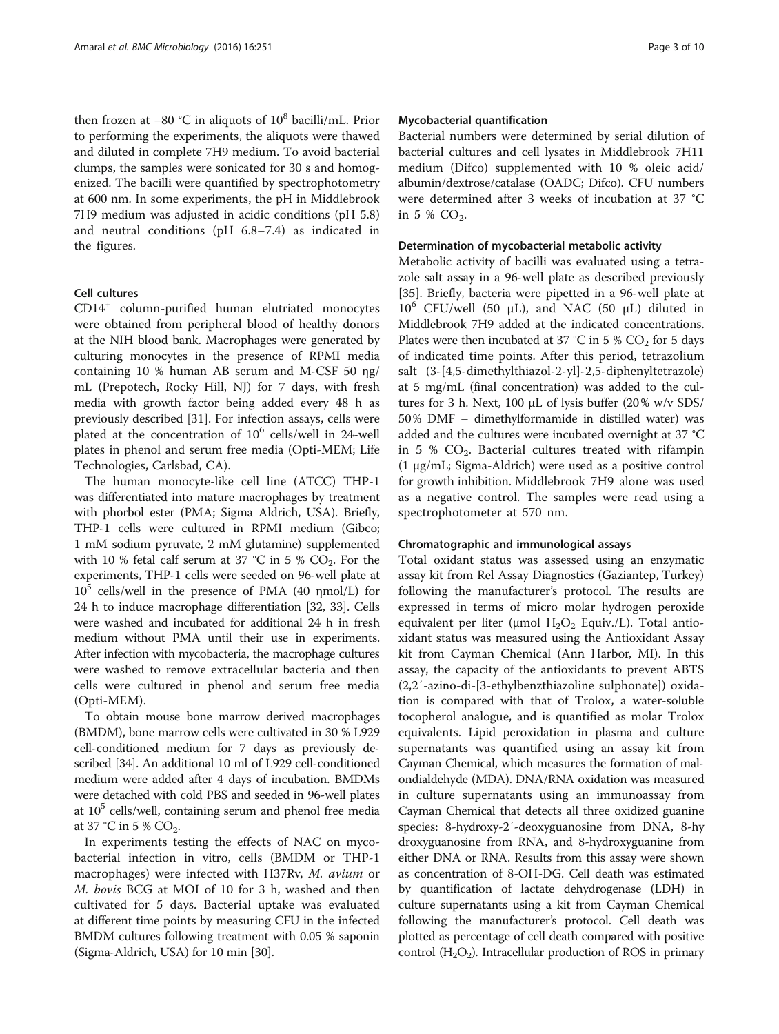then frozen at −80 °C in aliquots of $10^8$ bacilli/mL. Prior to performing the experiments, the aliquots were thawed and diluted in complete 7H9 medium. To avoid bacterial clumps, the samples were sonicated for 30 s and homogenized. The bacilli were quantified by spectrophotometry at 600 nm. In some experiments, the pH in Middlebrook 7H9 medium was adjusted in acidic conditions (pH 5.8) and neutral conditions (pH 6.8–7.4) as indicated in the figures.

#### Cell cultures

$CD14^+$ column-purified human elutriated monocytes were obtained from peripheral blood of healthy donors at the NIH blood bank. Macrophages were generated by culturing monocytes in the presence of RPMI media containing 10 % human AB serum and M-CSF 50 ηg/mL (Prepotech, Rocky Hill, NJ) for 7 days, with fresh media with growth factor being added every 48 h as previously described [31]. For infection assays, cells were plated at the concentration of $10^6$ cells/well in 24-well plates in phenol and serum free media (Opti-MEM; Life Technologies, Carlsbad, CA).

The human monocyte-like cell line (ATCC) THP-1 was differentiated into mature macrophages by treatment with phorbol ester (PMA; Sigma Aldrich, USA). Briefly, THP-1 cells were cultured in RPMI medium (Gibco; 1 mM sodium pyruvate, 2 mM glutamine) supplemented with 10 % fetal calf serum at 37 °C in 5 % $CO_2$. For the experiments, THP-1 cells were seeded on 96-well plate at $10^5$ cells/well in the presence of PMA (40 ηmol/L) for 24 h to induce macrophage differentiation [32, 33]. Cells were washed and incubated for additional 24 h in fresh medium without PMA until their use in experiments. After infection with mycobacteria, the macrophage cultures were washed to remove extracellular bacteria and then cells were cultured in phenol and serum free media (Opti-MEM).

To obtain mouse bone marrow derived macrophages (BMDM), bone marrow cells were cultivated in 30 % L929 cell-conditioned medium for 7 days as previously described [34]. An additional 10 ml of L929 cell-conditioned medium were added after 4 days of incubation. BMDMs were detached with cold PBS and seeded in 96-well plates at $10^5$ cells/well, containing serum and phenol free media at 37 °C in 5 % $CO_2$.

In experiments testing the effects of NAC on mycobacterial infection in vitro, cells (BMDM or THP-1 macrophages) were infected with H37Rv, *M. avium* or *M. bovis* BCG at MOI of 10 for 3 h, washed and then cultivated for 5 days. Bacterial uptake was evaluated at different time points by measuring CFU in the infected BMDM cultures following treatment with 0.05 % saponin (Sigma-Aldrich, USA) for 10 min [30].

#### Mycobacterial quantification

Bacterial numbers were determined by serial dilution of bacterial cultures and cell lysates in Middlebrook 7H11 medium (Difco) supplemented with 10 % oleic acid/albumin/dextrose/catalase (OADC; Difco). CFU numbers were determined after 3 weeks of incubation at 37 °C in 5 % $CO_2$.

#### Determination of mycobacterial metabolic activity

Metabolic activity of bacilli was evaluated using a tetrazole salt assay in a 96-well plate as described previously [35]. Briefly, bacteria were pipetted in a 96-well plate at $10^6$ CFU/well (50 μL), and NAC (50 μL) diluted in Middlebrook 7H9 added at the indicated concentrations. Plates were then incubated at 37 °C in 5 % $CO_2$ for 5 days of indicated time points. After this period, tetrazolium salt (3-[4,5-dimethylthiazol-2-yl]-2,5-diphenyltetrazole) at 5 mg/mL (final concentration) was added to the cultures for 3 h. Next, 100 μL of lysis buffer (20% w/v SDS/50% DMF – dimethylformamide in distilled water) was added and the cultures were incubated overnight at 37 °C in 5 % $CO_2$. Bacterial cultures treated with rifampin (1 μg/mL; Sigma-Aldrich) were used as a positive control for growth inhibition. Middlebrook 7H9 alone was used as a negative control. The samples were read using a spectrophotometer at 570 nm.

#### Chromatographic and immunological assays

Total oxidant status was assessed using an enzymatic assay kit from Rel Assay Diagnostics (Gaziantep, Turkey) following the manufacturer's protocol. The results are expressed in terms of micro molar hydrogen peroxide equivalent per liter (μmol $H_2O_2$ Equiv./L). Total antioxidant status was measured using the Antioxidant Assay kit from Cayman Chemical (Ann Harbor, MI). In this assay, the capacity of the antioxidants to prevent ABTS (2,2′-azino-di-[3-ethylbenzthiazoline sulphonate]) oxidation is compared with that of Trolox, a water-soluble tocopherol analogue, and is quantified as molar Trolox equivalents. Lipid peroxidation in plasma and culture supernatants was quantified using an assay kit from Cayman Chemical, which measures the formation of malondialdehyde (MDA). DNA/RNA oxidation was measured in culture supernatants using an immunoassay from Cayman Chemical that detects all three oxidized guanine species: 8-hydroxy-2′-deoxyguanosine from DNA, 8-hydroxyguanosine from RNA, and 8-hydroxyguanine from either DNA or RNA. Results from this assay were shown as concentration of 8-OH-DG. Cell death was estimated by quantification of lactate dehydrogenase (LDH) in culture supernatants using a kit from Cayman Chemical following the manufacturer's protocol. Cell death was plotted as percentage of cell death compared with positive control ($H_2O_2$). Intracellular production of ROS in primary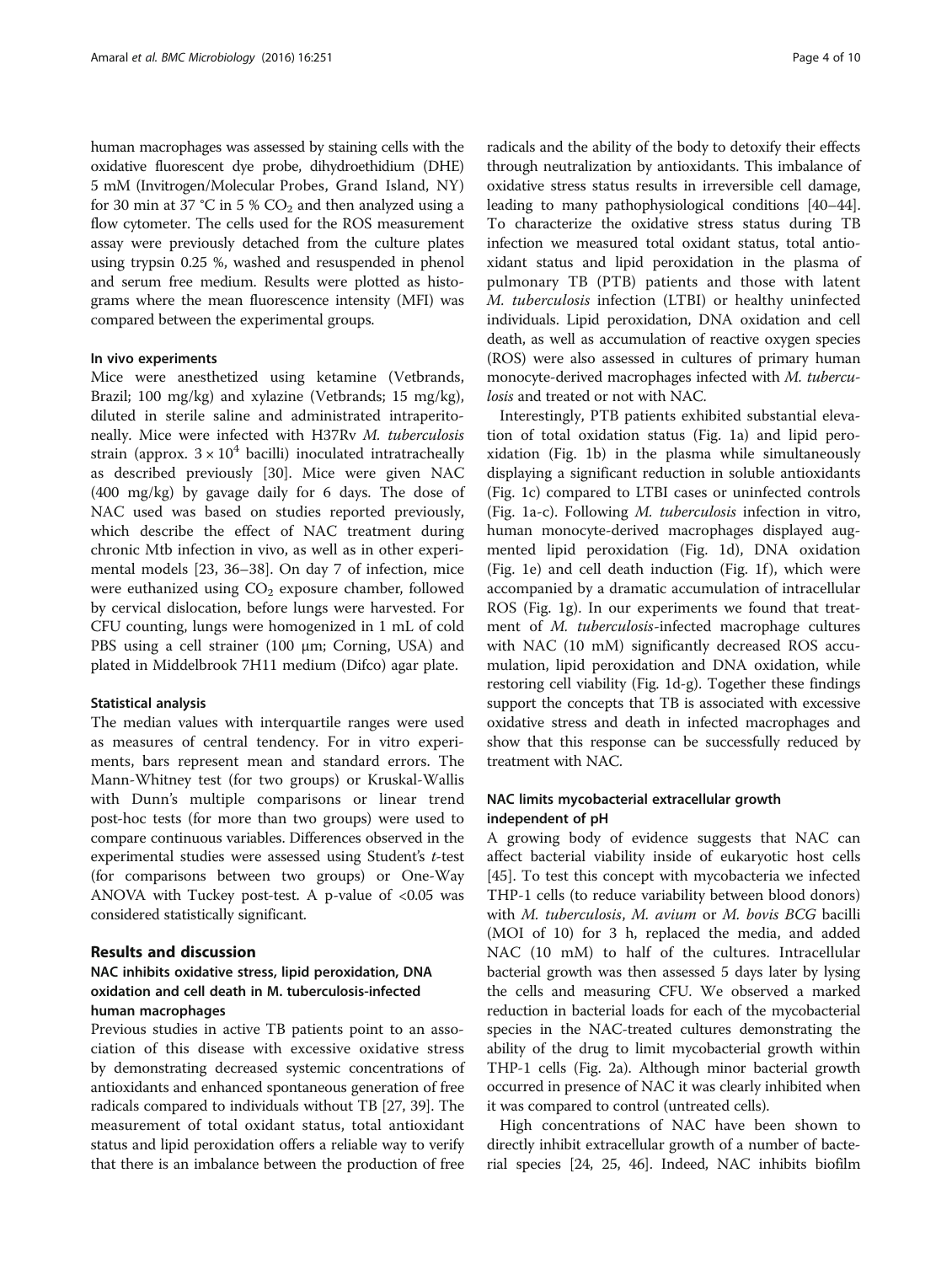human macrophages was assessed by staining cells with the oxidative fluorescent dye probe, dihydroethidium (DHE) 5 mM (Invitrogen/Molecular Probes, Grand Island, NY) for 30 min at 37 °C in 5 % $CO_2$ and then analyzed using a flow cytometer. The cells used for the ROS measurement assay were previously detached from the culture plates using trypsin 0.25 %, washed and resuspended in phenol and serum free medium. Results were plotted as histograms where the mean fluorescence intensity (MFI) was compared between the experimental groups.

#### In vivo experiments

Mice were anesthetized using ketamine (Vetbrands, Brazil; 100 mg/kg) and xylazine (Vetbrands; 15 mg/kg), diluted in sterile saline and administrated intraperitoneally. Mice were infected with H37Rv *M. tuberculosis* strain (approx. $3 \times 10^4$ bacilli) inoculated intratracheally as described previously [30]. Mice were given NAC (400 mg/kg) by gavage daily for 6 days. The dose of NAC used was based on studies reported previously, which describe the effect of NAC treatment during chronic Mtb infection in vivo, as well as in other experimental models [23, 36–38]. On day 7 of infection, mice were euthanized using $CO_2$ exposure chamber, followed by cervical dislocation, before lungs were harvested. For CFU counting, lungs were homogenized in 1 mL of cold PBS using a cell strainer (100 μm; Corning, USA) and plated in Middelbrook 7H11 medium (Difco) agar plate.

#### Statistical analysis

The median values with interquartile ranges were used as measures of central tendency. For in vitro experiments, bars represent mean and standard errors. The Mann-Whitney test (for two groups) or Kruskal-Wallis with Dunn's multiple comparisons or linear trend post-hoc tests (for more than two groups) were used to compare continuous variables. Differences observed in the experimental studies were assessed using Student's *t*-test (for comparisons between two groups) or One-Way ANOVA with Tuckey post-test. A p-value of <0.05 was considered statistically significant.

## Results and discussion

### NAC inhibits oxidative stress, lipid peroxidation, DNA oxidation and cell death in M. tuberculosis-infected human macrophages

Previous studies in active TB patients point to an association of this disease with excessive oxidative stress by demonstrating decreased systemic concentrations of antioxidants and enhanced spontaneous generation of free radicals compared to individuals without TB [27, 39]. The measurement of total oxidant status, total antioxidant status and lipid peroxidation offers a reliable way to verify that there is an imbalance between the production of free radicals and the ability of the body to detoxify their effects through neutralization by antioxidants. This imbalance of oxidative stress status results in irreversible cell damage, leading to many pathophysiological conditions [40–44]. To characterize the oxidative stress status during TB infection we measured total oxidant status, total antioxidant status and lipid peroxidation in the plasma of pulmonary TB (PTB) patients and those with latent *M. tuberculosis* infection (LTBI) or healthy uninfected individuals. Lipid peroxidation, DNA oxidation and cell death, as well as accumulation of reactive oxygen species (ROS) were also assessed in cultures of primary human monocyte-derived macrophages infected with *M. tuberculosis* and treated or not with NAC.

Interestingly, PTB patients exhibited substantial elevation of total oxidation status (Fig. 1a) and lipid peroxidation (Fig. 1b) in the plasma while simultaneously displaying a significant reduction in soluble antioxidants (Fig. 1c) compared to LTBI cases or uninfected controls (Fig. 1a-c). Following *M. tuberculosis* infection in vitro, human monocyte-derived macrophages displayed augmented lipid peroxidation (Fig. 1d), DNA oxidation (Fig. 1e) and cell death induction (Fig. 1f), which were accompanied by a dramatic accumulation of intracellular ROS (Fig. 1g). In our experiments we found that treatment of *M. tuberculosis*-infected macrophage cultures with NAC (10 mM) significantly decreased ROS accumulation, lipid peroxidation and DNA oxidation, while restoring cell viability (Fig. 1d-g). Together these findings support the concepts that TB is associated with excessive oxidative stress and death in infected macrophages and show that this response can be successfully reduced by treatment with NAC.

### NAC limits mycobacterial extracellular growth independent of pH

A growing body of evidence suggests that NAC can affect bacterial viability inside of eukaryotic host cells [45]. To test this concept with mycobacteria we infected THP-1 cells (to reduce variability between blood donors) with *M. tuberculosis*, *M. avium* or *M. bovis BCG* bacilli (MOI of 10) for 3 h, replaced the media, and added NAC (10 mM) to half of the cultures. Intracellular bacterial growth was then assessed 5 days later by lysing the cells and measuring CFU. We observed a marked reduction in bacterial loads for each of the mycobacterial species in the NAC-treated cultures demonstrating the ability of the drug to limit mycobacterial growth within THP-1 cells (Fig. 2a). Although minor bacterial growth occurred in presence of NAC it was clearly inhibited when it was compared to control (untreated cells).

High concentrations of NAC have been shown to directly inhibit extracellular growth of a number of bacterial species [24, 25, 46]. Indeed, NAC inhibits biofilm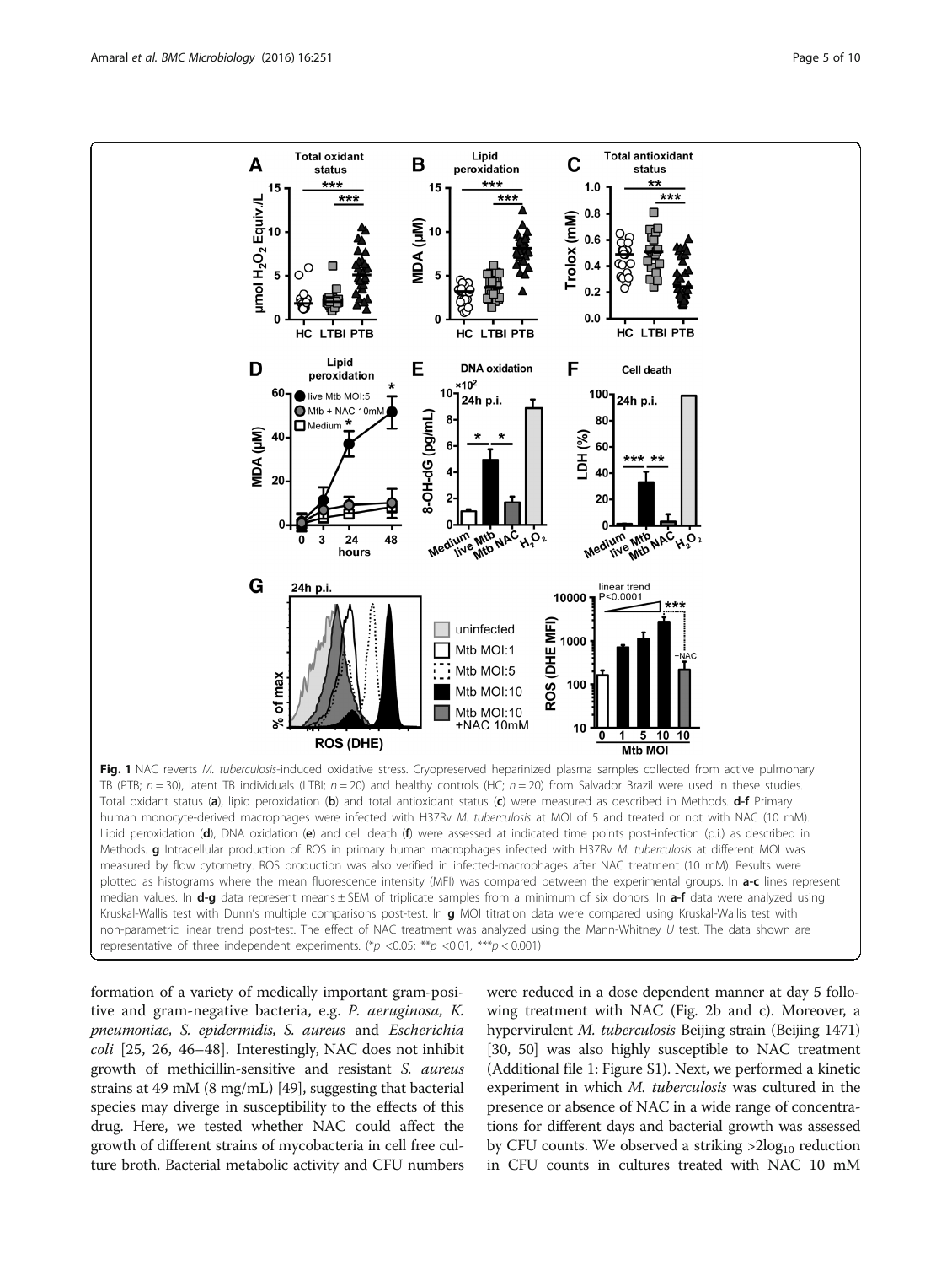**Fig. 1** NAC reverts *M. tuberculosis*-induced oxidative stress. Cryopreserved heparinized plasma samples collected from active pulmonary TB (PTB; $n = 30$), latent TB individuals (LTBI; $n = 20$) and healthy controls (HC; $n = 20$) from Salvador Brazil were used in these studies. Total oxidant status (**a**), lipid peroxidation (**b**) and total antioxidant status (**c**) were measured as described in Methods. **d**-**f** Primary human monocyte-derived macrophages were infected with H37Rv *M. tuberculosis* at MOI of 5 and treated or not with NAC (10 mM). Lipid peroxidation (**d**), DNA oxidation (**e**) and cell death (**f**) were assessed at indicated time points post-infection (p.i.) as described in Methods. **g** Intracellular production of ROS in primary human macrophages infected with H37Rv *M. tuberculosis* at different MOI was measured by flow cytometry. ROS production was also verified in infected-macrophages after NAC treatment (10 mM). Results were plotted as histograms where the mean fluorescence intensity (MFI) was compared between the experimental groups. In **a-c** lines represent median values. In **d-g** data represent means ± SEM of triplicate samples from a minimum of six donors. In **a-f** data were analyzed using Kruskal-Wallis test with Dunn's multiple comparisons post-test. In **g** MOI titration data were compared using Kruskal-Wallis test with non-parametric linear trend post-test. The effect of NAC treatment was analyzed using the Mann-Whitney *U* test. The data shown are representative of three independent experiments. (\*$p < 0.05$; \*\*$p < 0.01$, \*\*\*$p < 0.001$)

formation of a variety of medically important gram-positive and gram-negative bacteria, e.g. *P. aeruginosa, K. pneumoniae, S. epidermidis, S. aureus* and *Escherichia coli* [25, 26, 46–48]. Interestingly, NAC does not inhibit growth of methicillin-sensitive and resistant *S. aureus* strains at 49 mM (8 mg/mL) [49], suggesting that bacterial species may diverge in susceptibility to the effects of this drug. Here, we tested whether NAC could affect the growth of different strains of mycobacteria in cell free culture broth. Bacterial metabolic activity and CFU numbers were reduced in a dose dependent manner at day 5 following treatment with NAC (Fig. 2b and c). Moreover, a hypervirulent *M. tuberculosis* Beijing strain (Beijing 1471) [30, 50] was also highly susceptible to NAC treatment (Additional file 1: Figure S1). Next, we performed a kinetic experiment in which *M. tuberculosis* was cultured in the presence or absence of NAC in a wide range of concentrations for different days and bacterial growth was assessed by CFU counts. We observed a striking $>2\log_{10}$ reduction in CFU counts in cultures treated with NAC 10 mM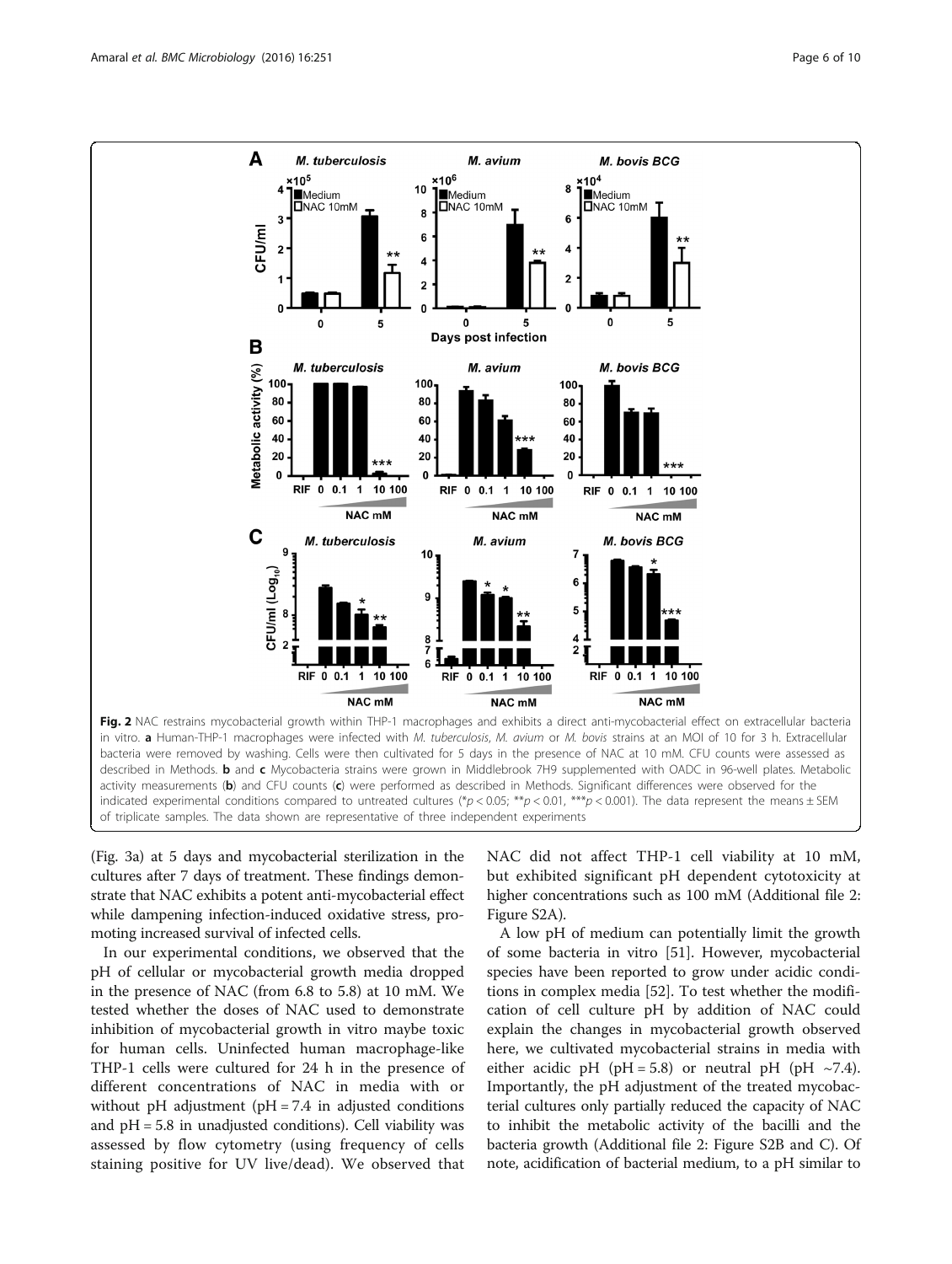**Fig. 2** NAC restrains mycobacterial growth within THP-1 macrophages and exhibits a direct anti-mycobacterial effect on extracellular bacteria in vitro. **a** Human-THP-1 macrophages were infected with *M. tuberculosis*, *M. avium* or *M. bovis* strains at an MOI of 10 for 3 h. Extracellular bacteria were removed by washing. Cells were then cultivated for 5 days in the presence of NAC at 10 mM. CFU counts were assessed as described in Methods. **b** and **c** Mycobacteria strains were grown in Middlebrook 7H9 supplemented with OADC in 96-well plates. Metabolic activity measurements (**b**) and CFU counts (**c**) were performed as described in Methods. Significant differences were observed for the indicated experimental conditions compared to untreated cultures (*$p < 0.05$; **$p < 0.01$, ***$p < 0.001$). The data represent the means ± SEM of triplicate samples. The data shown are representative of three independent experiments

(Fig. 3a) at 5 days and mycobacterial sterilization in the cultures after 7 days of treatment. These findings demonstrate that NAC exhibits a potent anti-mycobacterial effect while dampening infection-induced oxidative stress, promoting increased survival of infected cells.

In our experimental conditions, we observed that the pH of cellular or mycobacterial growth media dropped in the presence of NAC (from 6.8 to 5.8) at 10 mM. We tested whether the doses of NAC used to demonstrate inhibition of mycobacterial growth in vitro maybe toxic for human cells. Uninfected human macrophage-like THP-1 cells were cultured for 24 h in the presence of different concentrations of NAC in media with or without pH adjustment (pH = 7.4 in adjusted conditions and pH = 5.8 in unadjusted conditions). Cell viability was assessed by flow cytometry (using frequency of cells staining positive for UV live/dead). We observed that NAC did not affect THP-1 cell viability at 10 mM, but exhibited significant pH dependent cytotoxicity at higher concentrations such as 100 mM (Additional file 2: Figure S2A).

A low pH of medium can potentially limit the growth of some bacteria in vitro [51]. However, mycobacterial species have been reported to grow under acidic conditions in complex media [52]. To test whether the modification of cell culture pH by addition of NAC could explain the changes in mycobacterial growth observed here, we cultivated mycobacterial strains in media with either acidic pH (pH = 5.8) or neutral pH (pH ~7.4). Importantly, the pH adjustment of the treated mycobacterial cultures only partially reduced the capacity of NAC to inhibit the metabolic activity of the bacilli and the bacteria growth (Additional file 2: Figure S2B and C). Of note, acidification of bacterial medium, to a pH similar to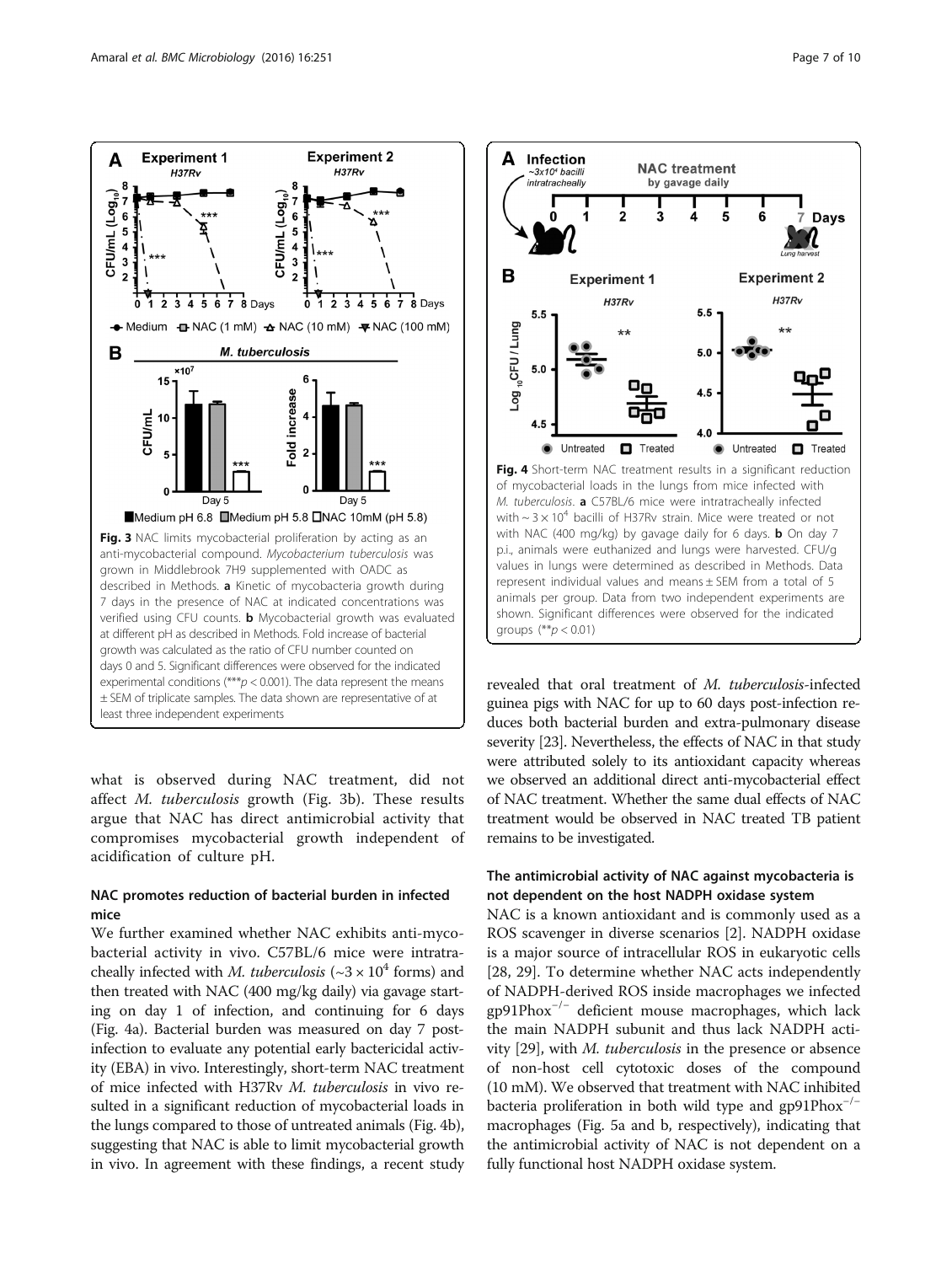Fig. 3 NAC limits mycobacterial proliferation by acting as an anti-mycobacterial compound. *Mycobacterium tuberculosis* was grown in Middlebrook 7H9 supplemented with OADC as described in Methods. **a** Kinetic of mycobacteria growth during 7 days in the presence of NAC at indicated concentrations was verified using CFU counts. **b** Mycobacterial growth was evaluated at different pH as described in Methods. Fold increase of bacterial growth was calculated as the ratio of CFU number counted on days 0 and 5. Significant differences were observed for the indicated experimental conditions (***$p < 0.001$). The data represent the means ± SEM of triplicate samples. The data shown are representative of at least three independent experiments

what is observed during NAC treatment, did not affect *M. tuberculosis* growth (Fig. 3b). These results argue that NAC has direct antimicrobial activity that compromises mycobacterial growth independent of acidification of culture pH.

### NAC promotes reduction of bacterial burden in infected mice

We further examined whether NAC exhibits anti-mycobacterial activity in vivo. C57BL/6 mice were intratracheally infected with *M. tuberculosis* (~$3 \times 10^4$ forms) and then treated with NAC (400 mg/kg daily) via gavage starting on day 1 of infection, and continuing for 6 days (Fig. 4a). Bacterial burden was measured on day 7 post-infection to evaluate any potential early bactericidal activity (EBA) in vivo. Interestingly, short-term NAC treatment of mice infected with H37Rv *M. tuberculosis* in vivo resulted in a significant reduction of mycobacterial loads in the lungs compared to those of untreated animals (Fig. 4b), suggesting that NAC is able to limit mycobacterial growth in vivo. In agreement with these findings, a recent study revealed that oral treatment of *M. tuberculosis*-infected guinea pigs with NAC for up to 60 days post-infection reduces both bacterial burden and extra-pulmonary disease severity [23]. Nevertheless, the effects of NAC in that study were attributed solely to its antioxidant capacity whereas we observed an additional direct anti-mycobacterial effect of NAC treatment. Whether the same dual effects of NAC treatment would be observed in NAC treated TB patient remains to be investigated.

Fig. 4 Short-term NAC treatment results in a significant reduction of mycobacterial loads in the lungs from mice infected with *M. tuberculosis*. **a** C57BL/6 mice were intratracheally infected with ~ $3 \times 10^4$ bacilli of H37Rv strain. Mice were treated or not with NAC (400 mg/kg) by gavage daily for 6 days. **b** On day 7 p.i., animals were euthanized and lungs were harvested. CFU/g values in lungs were determined as described in Methods. Data represent individual values and means ± SEM from a total of 5 animals per group. Data from two independent experiments are shown. Significant differences were observed for the indicated groups (**$p < 0.01$)

### The antimicrobial activity of NAC against mycobacteria is not dependent on the host NADPH oxidase system

NAC is a known antioxidant and is commonly used as a ROS scavenger in diverse scenarios [2]. NADPH oxidase is a major source of intracellular ROS in eukaryotic cells [28, 29]. To determine whether NAC acts independently of NADPH-derived ROS inside macrophages we infected gp91Phox$^{-/-}$ deficient mouse macrophages, which lack the main NADPH subunit and thus lack NADPH activity [29], with *M. tuberculosis* in the presence or absence of non-host cell cytotoxic doses of the compound (10 mM). We observed that treatment with NAC inhibited bacteria proliferation in both wild type and gp91Phox$^{-/-}$ macrophages (Fig. 5a and b, respectively), indicating that the antimicrobial activity of NAC is not dependent on a fully functional host NADPH oxidase system.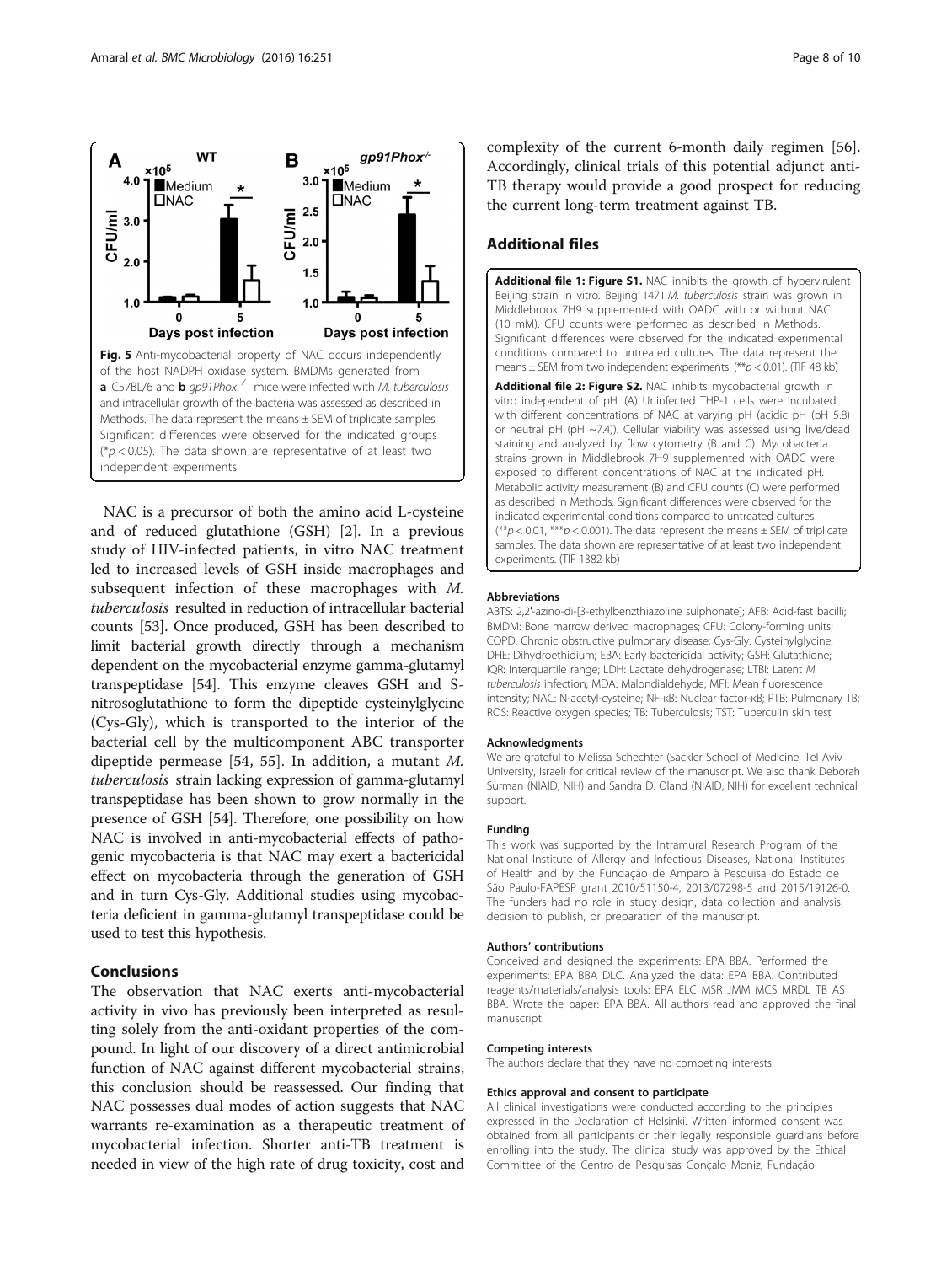Fig. 5 Anti-mycobacterial property of NAC occurs independently of the host NADPH oxidase system. BMDMs generated from **a** C57BL/6 and **b** *gp91Phox*$^{-/-}$ mice were infected with *M. tuberculosis* and intracellular growth of the bacteria was assessed as described in Methods. The data represent the means ± SEM of triplicate samples. Significant differences were observed for the indicated groups (*$p < 0.05$). The data shown are representative of at least two independent experiments

NAC is a precursor of both the amino acid L-cysteine and of reduced glutathione (GSH) [2]. In a previous study of HIV-infected patients, in vitro NAC treatment led to increased levels of GSH inside macrophages and subsequent infection of these macrophages with *M. tuberculosis* resulted in reduction of intracellular bacterial counts [53]. Once produced, GSH has been described to limit bacterial growth directly through a mechanism dependent on the mycobacterial enzyme gamma-glutamyl transpeptidase [54]. This enzyme cleaves GSH and S-nitrosoglutathione to form the dipeptide cysteinylglycine (Cys-Gly), which is transported to the interior of the bacterial cell by the multicomponent ABC transporter dipeptide permease [54, 55]. In addition, a mutant *M. tuberculosis* strain lacking expression of gamma-glutamyl transpeptidase has been shown to grow normally in the presence of GSH [54]. Therefore, one possibility on how NAC is involved in anti-mycobacterial effects of pathogenic mycobacteria is that NAC may exert a bactericidal effect on mycobacteria through the generation of GSH and in turn Cys-Gly. Additional studies using mycobacteria deficient in gamma-glutamyl transpeptidase could be used to test this hypothesis.

## Conclusions

The observation that NAC exerts anti-mycobacterial activity in vivo has previously been interpreted as resulting solely from the anti-oxidant properties of the compound. In light of our discovery of a direct antimicrobial function of NAC against different mycobacterial strains, this conclusion should be reassessed. Our finding that NAC possesses dual modes of action suggests that NAC warrants re-examination as a therapeutic treatment of mycobacterial infection. Shorter anti-TB treatment is needed in view of the high rate of drug toxicity, cost and complexity of the current 6-month daily regimen [56]. Accordingly, clinical trials of this potential adjunct anti-TB therapy would provide a good prospect for reducing the current long-term treatment against TB.

## Additional files

**Additional file 1: Figure S1.** NAC inhibits the growth of hypervirulent Beijing strain in vitro. Beijing 1471 *M. tuberculosis* strain was grown in Middlebrook 7H9 supplemented with OADC with or without NAC (10 mM). CFU counts were performed as described in Methods. Significant differences were observed for the indicated experimental conditions compared to untreated cultures. The data represent the means ± SEM from two independent experiments. (**$p < 0.01$). (TIF 48 kb)

**Additional file 2: Figure S2.** NAC inhibits mycobacterial growth in vitro independent of pH. (A) Uninfected THP-1 cells were incubated with different concentrations of NAC at varying pH (acidic pH (pH 5.8) or neutral pH (pH ~7.4)). Cellular viability was assessed using live/dead staining and analyzed by flow cytometry (B and C). Mycobacteria strains grown in Middlebrook 7H9 supplemented with OADC were exposed to different concentrations of NAC at the indicated pH. Metabolic activity measurement (B) and CFU counts (C) were performed as described in Methods. Significant differences were observed for the indicated experimental conditions compared to untreated cultures (**$p < 0.01$, ***$p < 0.001$). The data represent the means ± SEM of triplicate samples. The data shown are representative of at least two independent experiments. (TIF 1382 kb)

#### Abbreviations

ABTS: 2,2′-azino-di-[3-ethylbenzthiazoline sulphonate]; AFB: Acid-fast bacilli; BMDM: Bone marrow derived macrophages; CFU: Colony-forming units; COPD: Chronic obstructive pulmonary disease; Cys-Gly: Cysteinylglycine; DHE: Dihydroethidium; EBA: Early bactericidal activity; GSH: Glutathione; IQR: Interquartile range; LDH: Lactate dehydrogenase; LTBI: Latent *M. tuberculosis* infection; MDA: Malondialdehyde; MFI: Mean fluorescence intensity; NAC: N-acetyl-cysteine; NF-κB: Nuclear factor-κB; PTB: Pulmonary TB; ROS: Reactive oxygen species; TB: Tuberculosis; TST: Tuberculin skin test

#### Acknowledgments

We are grateful to Melissa Schechter (Sackler School of Medicine, Tel Aviv University, Israel) for critical review of the manuscript. We also thank Deborah Surman (NIAID, NIH) and Sandra D. Oland (NIAID, NIH) for excellent technical support.

#### Funding

This work was supported by the Intramural Research Program of the National Institute of Allergy and Infectious Diseases, National Institutes of Health and by the Fundação de Amparo à Pesquisa do Estado de São Paulo-FAPESP grant 2010/51150-4, 2013/07298-5 and 2015/19126-0. The funders had no role in study design, data collection and analysis, decision to publish, or preparation of the manuscript.

#### Authors' contributions

Conceived and designed the experiments: EPA BBA. Performed the experiments: EPA BBA DLC. Analyzed the data: EPA BBA. Contributed reagents/materials/analysis tools: EPA ELC MSR JMM MCS MRDL TB AS BBA. Wrote the paper: EPA BBA. All authors read and approved the final manuscript.

#### Competing interests

The authors declare that they have no competing interests.

#### Ethics approval and consent to participate

All clinical investigations were conducted according to the principles expressed in the Declaration of Helsinki. Written informed consent was obtained from all participants or their legally responsible guardians before enrolling into the study. The clinical study was approved by the Ethical Committee of the Centro de Pesquisas Gonçalo Moniz, Fundação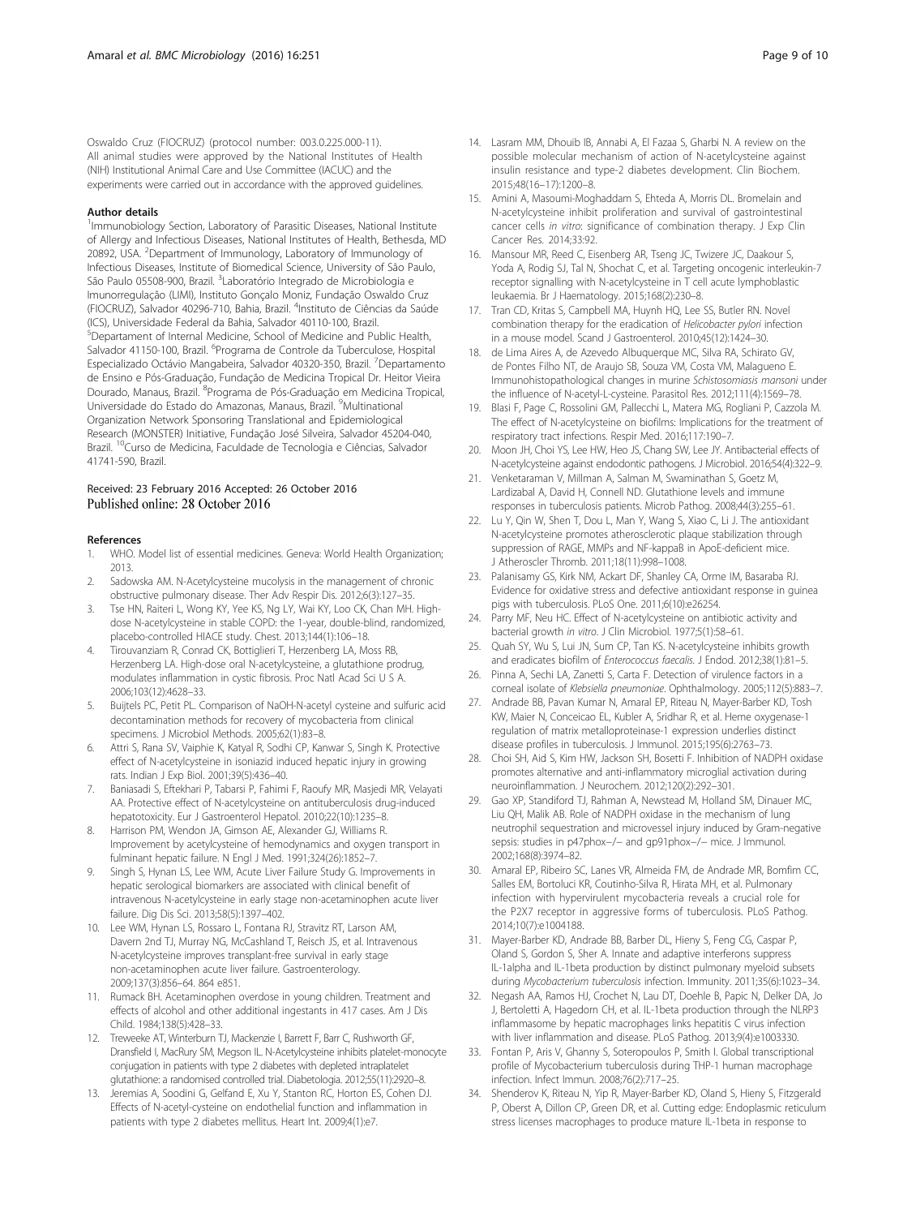Oswaldo Cruz (FIOCRUZ) (protocol number: 003.0.225.000-11). All animal studies were approved by the National Institutes of Health (NIH) Institutional Animal Care and Use Committee (IACUC) and the experiments were carried out in accordance with the approved guidelines.

### Author details

[1]Immunobiology Section, Laboratory of Parasitic Diseases, National Institute of Allergy and Infectious Diseases, National Institutes of Health, Bethesda, MD 20892, USA. [2]Department of Immunology, Laboratory of Immunology of Infectious Diseases, Institute of Biomedical Science, University of São Paulo, São Paulo 05508-900, Brazil. [3]Laboratório Integrado de Microbiologia e Imunorregulação (LIMI), Instituto Gonçalo Moniz, Fundação Oswaldo Cruz (FIOCRUZ), Salvador 40296-710, Bahia, Brazil. [4]Instituto de Ciências da Saúde (ICS), Universidade Federal da Bahia, Salvador 40110-100, Brazil. [5]Departament of Internal Medicine, School of Medicine and Public Health, Salvador 41150-100, Brazil. [6]Programa de Controle da Tuberculose, Hospital Especializado Octávio Mangabeira, Salvador 40320-350, Brazil. [7]Departamento de Ensino e Pós-Graduação, Fundação de Medicina Tropical Dr. Heitor Vieira Dourado, Manaus, Brazil. [8]Programa de Pós-Graduação em Medicina Tropical, Universidade do Estado do Amazonas, Manaus, Brazil. [9]Multinational Organization Network Sponsoring Translational and Epidemiological Research (MONSTER) Initiative, Fundação José Silveira, Salvador 45204-040, Brazil. [10]Curso de Medicina, Faculdade de Tecnologia e Ciências, Salvador 41741-590, Brazil.

Received: 23 February 2016 Accepted: 26 October 2016
Published online: 28 October 2016

### References

1. WHO. Model list of essential medicines. Geneva: World Health Organization; 2013.
2. Sadowska AM. N-Acetylcysteine mucolysis in the management of chronic obstructive pulmonary disease. Ther Adv Respir Dis. 2012;6(3):127–35.
3. Tse HN, Raiteri L, Wong KY, Yee KS, Ng LY, Wai KY, Loo CK, Chan MH. High-dose N-acetylcysteine in stable COPD: the 1-year, double-blind, randomized, placebo-controlled HIACE study. Chest. 2013;144(1):106–18.
4. Tirouvanziam R, Conrad CK, Bottiglieri T, Herzenberg LA, Moss RB, Herzenberg LA. High-dose oral N-acetylcysteine, a glutathione prodrug, modulates inflammation in cystic fibrosis. Proc Natl Acad Sci U S A. 2006;103(12):4628–33.
5. Buijtels PC, Petit PL. Comparison of NaOH-N-acetyl cysteine and sulfuric acid decontamination methods for recovery of mycobacteria from clinical specimens. J Microbiol Methods. 2005;62(1):83–8.
6. Attri S, Rana SV, Vaiphie K, Katyal R, Sodhi CP, Kanwar S, Singh K. Protective effect of N-acetylcysteine in isoniazid induced hepatic injury in growing rats. Indian J Exp Biol. 2001;39(5):436–40.
7. Baniasadi S, Eftekhari P, Tabarsi P, Fahimi F, Raoufy MR, Masjedi MR, Velayati AA. Protective effect of N-acetylcysteine on antituberculosis drug-induced hepatotoxicity. Eur J Gastroenterol Hepatol. 2010;22(10):1235–8.
8. Harrison PM, Wendon JA, Gimson AE, Alexander GJ, Williams R. Improvement by acetylcysteine of hemodynamics and oxygen transport in fulminant hepatic failure. N Engl J Med. 1991;324(26):1852–7.
9. Singh S, Hynan LS, Lee WM, Acute Liver Failure Study G. Improvements in hepatic serological biomarkers are associated with clinical benefit of intravenous N-acetylcysteine in early stage non-acetaminophen acute liver failure. Dig Dis Sci. 2013;58(5):1397–402.
10. Lee WM, Hynan LS, Rossaro L, Fontana RJ, Stravitz RT, Larson AM, Davern 2nd TJ, Murray NG, McCashland T, Reisch JS, et al. Intravenous N-acetylcysteine improves transplant-free survival in early stage non-acetaminophen acute liver failure. Gastroenterology. 2009;137(3):856–64. 864 e851.
11. Rumack BH. Acetaminophen overdose in young children. Treatment and effects of alcohol and other additional ingestants in 417 cases. Am J Dis Child. 1984;138(5):428–33.
12. Treweeke AT, Winterburn TJ, Mackenzie I, Barrett F, Barr C, Rushworth GF, Dransfield I, MacRury SM, Megson IL. N-Acetylcysteine inhibits platelet-monocyte conjugation in patients with type 2 diabetes with depleted intraplatelet glutathione: a randomised controlled trial. Diabetologia. 2012;55(11):2920–8.
13. Jeremias A, Soodini G, Gelfand E, Xu Y, Stanton RC, Horton ES, Cohen DJ. Effects of N-acetyl-cysteine on endothelial function and inflammation in patients with type 2 diabetes mellitus. Heart Int. 2009;4(1):e7.
14. Lasram MM, Dhouib IB, Annabi A, El Fazaa S, Gharbi N. A review on the possible molecular mechanism of action of N-acetylcysteine against insulin resistance and type-2 diabetes development. Clin Biochem. 2015;48(16–17):1200–8.
15. Amini A, Masoumi-Moghaddam S, Ehteda A, Morris DL. Bromelain and N-acetylcysteine inhibit proliferation and survival of gastrointestinal cancer cells *in vitro*: significance of combination therapy. J Exp Clin Cancer Res. 2014;33:92.
16. Mansour MR, Reed C, Eisenberg AR, Tseng JC, Twizere JC, Daakour S, Yoda A, Rodig SJ, Tal N, Shochat C, et al. Targeting oncogenic interleukin-7 receptor signalling with N-acetylcysteine in T cell acute lymphoblastic leukaemia. Br J Haematology. 2015;168(2):230–8.
17. Tran CD, Kritas S, Campbell MA, Huynh HQ, Lee SS, Butler RN. Novel combination therapy for the eradication of *Helicobacter pylori* infection in a mouse model. Scand J Gastroenterol. 2010;45(12):1424–30.
18. de Lima Aires A, de Azevedo Albuquerque MC, Silva RA, Schirato GV, de Pontes Filho NT, de Araujo SB, Souza VM, Costa VM, Malagueno E. Immunohistopathological changes in murine *Schistosomiasis mansoni* under the influence of N-acetyl-L-cysteine. Parasitol Res. 2012;111(4):1569–78.
19. Blasi F, Page C, Rossolini GM, Pallecchi L, Matera MG, Rogliani P, Cazzola M. The effect of N-acetylcysteine on biofilms: Implications for the treatment of respiratory tract infections. Respir Med. 2016;117:190–7.
20. Moon JH, Choi YS, Lee HW, Heo JS, Chang SW, Lee JY. Antibacterial effects of N-acetylcysteine against endodontic pathogens. J Microbiol. 2016;54(4):322–9.
21. Venketaraman V, Millman A, Salman M, Swaminathan S, Goetz M, Lardizabal A, David H, Connell ND. Glutathione levels and immune responses in tuberculosis patients. Microb Pathog. 2008;44(3):255–61.
22. Lu Y, Qin W, Shen T, Dou L, Man Y, Wang S, Xiao C, Li J. The antioxidant N-acetylcysteine promotes atherosclerotic plaque stabilization through suppression of RAGE, MMPs and NF-kappaB in ApoE-deficient mice. J Atheroscler Thromb. 2011;18(11):998–1008.
23. Palanisamy GS, Kirk NM, Ackart DF, Shanley CA, Orme IM, Basaraba RJ. Evidence for oxidative stress and defective antioxidant response in guinea pigs with tuberculosis. PLoS One. 2011;6(10):e26254.
24. Parry MF, Neu HC. Effect of N-acetylcysteine on antibiotic activity and bacterial growth *in vitro*. J Clin Microbiol. 1977;5(1):58–61.
25. Quah SY, Wu S, Lui JN, Sum CP, Tan KS. N-acetylcysteine inhibits growth and eradicates biofilm of *Enterococcus faecalis*. J Endod. 2012;38(1):81–5.
26. Pinna A, Sechi LA, Zanetti S, Carta F. Detection of virulence factors in a corneal isolate of *Klebsiella pneumoniae*. Ophthalmology. 2005;112(5):883–7.
27. Andrade BB, Pavan Kumar N, Amaral EP, Riteau N, Mayer-Barber KD, Tosh KW, Maier N, Conceicao EL, Kubler A, Sridhar R, et al. Heme oxygenase-1 regulation of matrix metalloproteinase-1 expression underlies distinct disease profiles in tuberculosis. J Immunol. 2015;195(6):2763–73.
28. Choi SH, Aid S, Kim HW, Jackson SH, Bosetti F. Inhibition of NADPH oxidase promotes alternative and anti-inflammatory microglial activation during neuroinflammation. J Neurochem. 2012;120(2):292–301.
29. Gao XP, Standiford TJ, Rahman A, Newstead M, Holland SM, Dinauer MC, Liu QH, Malik AB. Role of NADPH oxidase in the mechanism of lung neutrophil sequestration and microvessel injury induced by Gram-negative sepsis: studies in p47phox−/− and gp91phox−/− mice. J Immunol. 2002;168(8):3974–82.
30. Amaral EP, Ribeiro SC, Lanes VR, Almeida FM, de Andrade MR, Bomfim CC, Salles EM, Bortoluci KR, Coutinho-Silva R, Hirata MH, et al. Pulmonary infection with hypervirulent mycobacteria reveals a crucial role for the P2X7 receptor in aggressive forms of tuberculosis. PLoS Pathog. 2014;10(7):e1004188.
31. Mayer-Barber KD, Andrade BB, Barber DL, Hieny S, Feng CG, Caspar P, Oland S, Gordon S, Sher A. Innate and adaptive interferons suppress IL-1alpha and IL-1beta production by distinct pulmonary myeloid subsets during *Mycobacterium tuberculosis* infection. Immunity. 2011;35(6):1023–34.
32. Negash AA, Ramos HJ, Crochet N, Lau DT, Doehle B, Papic N, Delker DA, Jo J, Bertoletti A, Hagedorn CH, et al. IL-1beta production through the NLRP3 inflammasome by hepatic macrophages links hepatitis C virus infection with liver inflammation and disease. PLoS Pathog. 2013;9(4):e1003330.
33. Fontan P, Aris V, Ghanny S, Soteropoulos P, Smith I. Global transcriptional profile of Mycobacterium tuberculosis during THP-1 human macrophage infection. Infect Immun. 2008;76(2):717–25.
34. Shenderov K, Riteau N, Yip R, Mayer-Barber KD, Oland S, Hieny S, Fitzgerald P, Oberst A, Dillon CP, Green DR, et al. Cutting edge: Endoplasmic reticulum stress licenses macrophages to produce mature IL-1beta in response to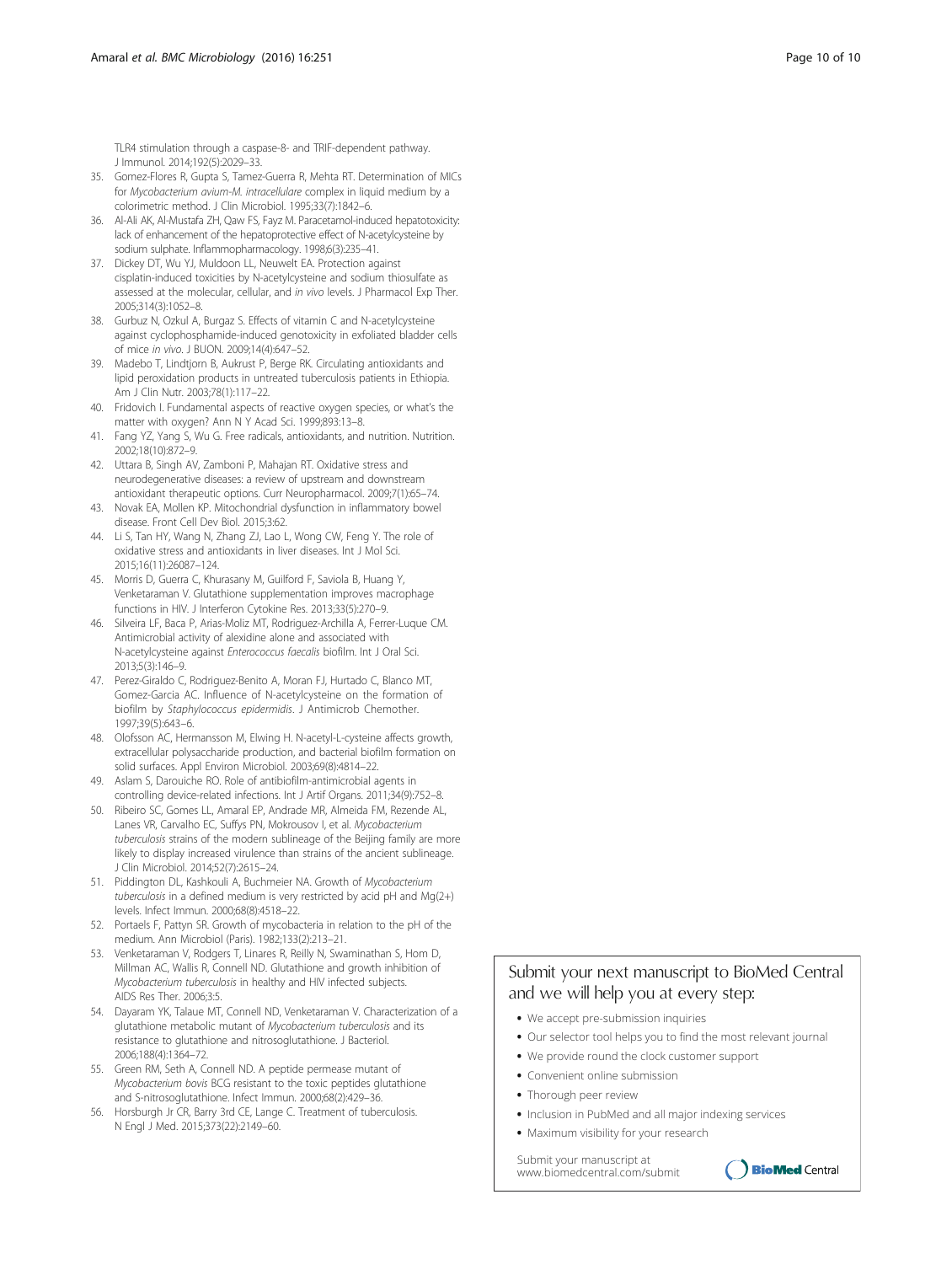TLR4 stimulation through a caspase-8- and TRIF-dependent pathway. J Immunol. 2014;192(5):2029–33.

35. Gomez-Flores R, Gupta S, Tamez-Guerra R, Mehta RT. Determination of MICs for *Mycobacterium avium-M. intracellulare* complex in liquid medium by a colorimetric method. J Clin Microbiol. 1995;33(7):1842–6.
36. Al-Ali AK, Al-Mustafa ZH, Qaw FS, Fayz M. Paracetamol-induced hepatotoxicity: lack of enhancement of the hepatoprotective effect of N-acetylcysteine by sodium sulphate. Inflammopharmacology. 1998;6(3):235–41.
37. Dickey DT, Wu YJ, Muldoon LL, Neuwelt EA. Protection against cisplatin-induced toxicities by N-acetylcysteine and sodium thiosulfate as assessed at the molecular, cellular, and *in vivo* levels. J Pharmacol Exp Ther. 2005;314(3):1052–8.
38. Gurbuz N, Ozkul A, Burgaz S. Effects of vitamin C and N-acetylcysteine against cyclophosphamide-induced genotoxicity in exfoliated bladder cells of mice *in vivo*. J BUON. 2009;14(4):647–52.
39. Madebo T, Lindtjorn B, Aukrust P, Berge RK. Circulating antioxidants and lipid peroxidation products in untreated tuberculosis patients in Ethiopia. Am J Clin Nutr. 2003;78(1):117–22.
40. Fridovich I. Fundamental aspects of reactive oxygen species, or what's the matter with oxygen? Ann N Y Acad Sci. 1999;893:13–8.
41. Fang YZ, Yang S, Wu G. Free radicals, antioxidants, and nutrition. Nutrition. 2002;18(10):872–9.
42. Uttara B, Singh AV, Zamboni P, Mahajan RT. Oxidative stress and neurodegenerative diseases: a review of upstream and downstream antioxidant therapeutic options. Curr Neuropharmacol. 2009;7(1):65–74.
43. Novak EA, Mollen KP. Mitochondrial dysfunction in inflammatory bowel disease. Front Cell Dev Biol. 2015;3:62.
44. Li S, Tan HY, Wang N, Zhang ZJ, Lao L, Wong CW, Feng Y. The role of oxidative stress and antioxidants in liver diseases. Int J Mol Sci. 2015;16(11):26087–124.
45. Morris D, Guerra C, Khurasany M, Guilford F, Saviola B, Huang Y, Venketaraman V. Glutathione supplementation improves macrophage functions in HIV. J Interferon Cytokine Res. 2013;33(5):270–9.
46. Silveira LF, Baca P, Arias-Moliz MT, Rodriguez-Archilla A, Ferrer-Luque CM. Antimicrobial activity of alexidine alone and associated with N-acetylcysteine against *Enterococcus faecalis* biofilm. Int J Oral Sci. 2013;5(3):146–9.
47. Perez-Giraldo C, Rodriguez-Benito A, Moran FJ, Hurtado C, Blanco MT, Gomez-Garcia AC. Influence of N-acetylcysteine on the formation of biofilm by *Staphylococcus epidermidis*. J Antimicrob Chemother. 1997;39(5):643–6.
48. Olofsson AC, Hermansson M, Elwing H. N-acetyl-L-cysteine affects growth, extracellular polysaccharide production, and bacterial biofilm formation on solid surfaces. Appl Environ Microbiol. 2003;69(8):4814–22.
49. Aslam S, Darouiche RO. Role of antibiofilm-antimicrobial agents in controlling device-related infections. Int J Artif Organs. 2011;34(9):752–8.
50. Ribeiro SC, Gomes LL, Amaral EP, Andrade MR, Almeida FM, Rezende AL, Lanes VR, Carvalho EC, Suffys PN, Mokrousov I, et al. *Mycobacterium tuberculosis* strains of the modern sublineage of the Beijing family are more likely to display increased virulence than strains of the ancient sublineage. J Clin Microbiol. 2014;52(7):2615–24.
51. Piddington DL, Kashkouli A, Buchmeier NA. Growth of *Mycobacterium tuberculosis* in a defined medium is very restricted by acid pH and Mg(2+) levels. Infect Immun. 2000;68(8):4518–22.
52. Portaels F, Pattyn SR. Growth of mycobacteria in relation to the pH of the medium. Ann Microbiol (Paris). 1982;133(2):213–21.
53. Venketaraman V, Rodgers T, Linares R, Reilly N, Swaminathan S, Hom D, Millman AC, Wallis R, Connell ND. Glutathione and growth inhibition of *Mycobacterium tuberculosis* in healthy and HIV infected subjects. AIDS Res Ther. 2006;3:5.
54. Dayaram YK, Talaue MT, Connell ND, Venketaraman V. Characterization of a glutathione metabolic mutant of *Mycobacterium tuberculosis* and its resistance to glutathione and nitrosoglutathione. J Bacteriol. 2006;188(4):1364–72.
55. Green RM, Seth A, Connell ND. A peptide permease mutant of *Mycobacterium bovis* BCG resistant to the toxic peptides glutathione and S-nitrosoglutathione. Infect Immun. 2000;68(2):429–36.
56. Horsburgh Jr CR, Barry 3rd CE, Lange C. Treatment of tuberculosis. N Engl J Med. 2015;373(22):2149–60.

Submit your next manuscript to BioMed Central and we will help you at every step:

- We accept pre-submission inquiries
- Our selector tool helps you to find the most relevant journal
- We provide round the clock customer support
- Convenient online submission
- Thorough peer review
- Inclusion in PubMed and all major indexing services
- Maximum visibility for your research

Submit your manuscript at www.biomedcentral.com/submit

BioMed Central